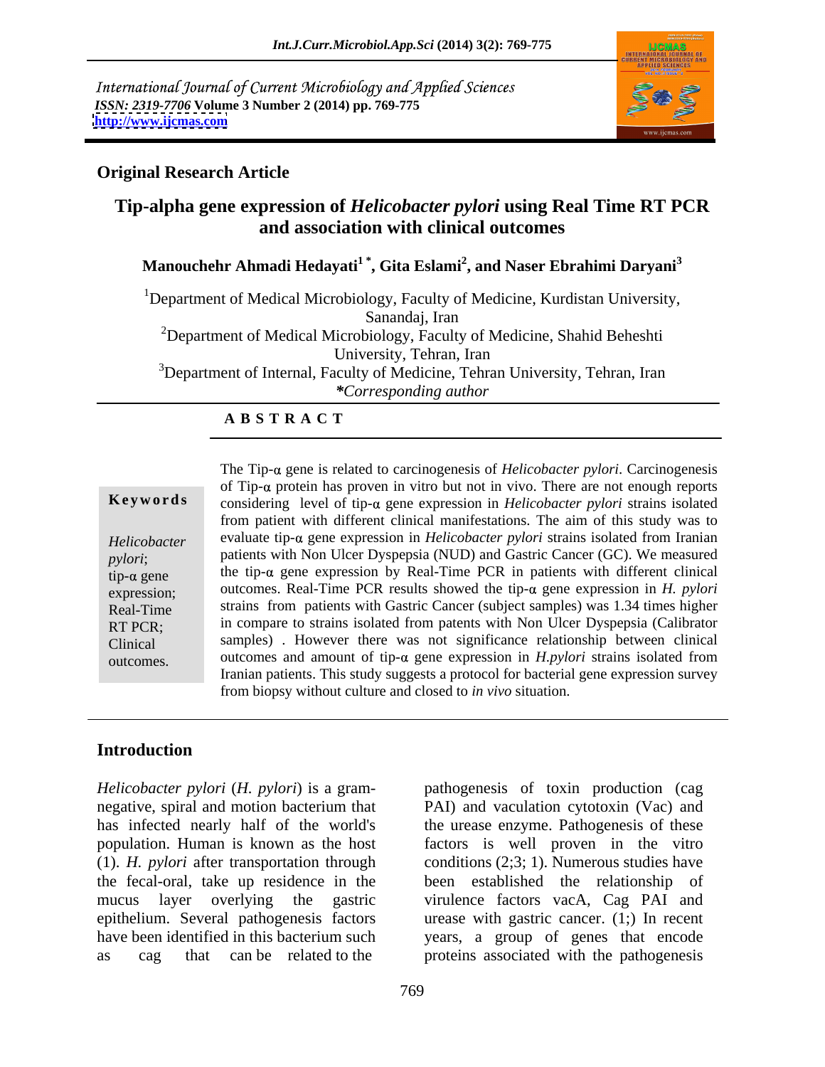International Journal of Current Microbiology and Applied Sciences
*ISSN: 2319-7706* **Volume 3 Number 2 (2014) pp. 769-775**
**http://www.ijcmas.com**

**Original Research Article**

# Tip-alpha gene expression of *Helicobacter pylori* using Real Time RT PCR and association with clinical outcomes

**Manouchehr Ahmadi Hedayati[1 *], Gita Eslami[2], and Naser Ebrahimi Daryani[3]**

[1]Department of Medical Microbiology, Faculty of Medicine, Kurdistan University, Sanandaj, Iran

[2]Department of Medical Microbiology, Faculty of Medicine, Shahid Beheshti University, Tehran, Iran

[3]Department of Internal, Faculty of Medicine, Tehran University, Tehran, Iran

**Corresponding author*

## ABSTRACT

**Keywords**

*Helicobacter pylori*; tip-α gene expression; Real-Time RT PCR; Clinical outcomes.

The Tip-α gene is related to carcinogenesis of *Helicobacter pylori*. Carcinogenesis of Tip-α protein has proven in vitro but not in vivo. There are not enough reports considering level of tip-α gene expression in *Helicobacter pylori* strains isolated from patient with different clinical manifestations. The aim of this study was to evaluate tip-α gene expression in *Helicobacter pylori* strains isolated from Iranian patients with Non Ulcer Dyspepsia (NUD) and Gastric Cancer (GC). We measured the tip-α gene expression by Real-Time PCR in patients with different clinical outcomes. Real-Time PCR results showed the tip-α gene expression in *H. pylori* strains from patients with Gastric Cancer (subject samples) was 1.34 times higher in compare to strains isolated from patents with Non Ulcer Dyspepsia (Calibrator samples) . However there was not significance relationship between clinical outcomes and amount of tip-α gene expression in *H.pylori* strains isolated from Iranian patients. This study suggests a protocol for bacterial gene expression survey from biopsy without culture and closed to *in vivo* situation.

## Introduction

*Helicobacter pylori* (*H. pylori*) is a gram-negative, spiral and motion bacterium that has infected nearly half of the world's population. Human is known as the host (1). *H. pylori* after transportation through the fecal-oral, take up residence in the mucus layer overlying the gastric epithelium. Several pathogenesis factors have been identified in this bacterium such as cag that can be related to the pathogenesis of toxin production (cag PAI) and vaculation cytotoxin (Vac) and the urease enzyme. Pathogenesis of these factors is well proven in the vitro conditions (2;3; 1). Numerous studies have been established the relationship of virulence factors vacA, Cag PAI and urease with gastric cancer. (1;) In recent years, a group of genes that encode proteins associated with the pathogenesis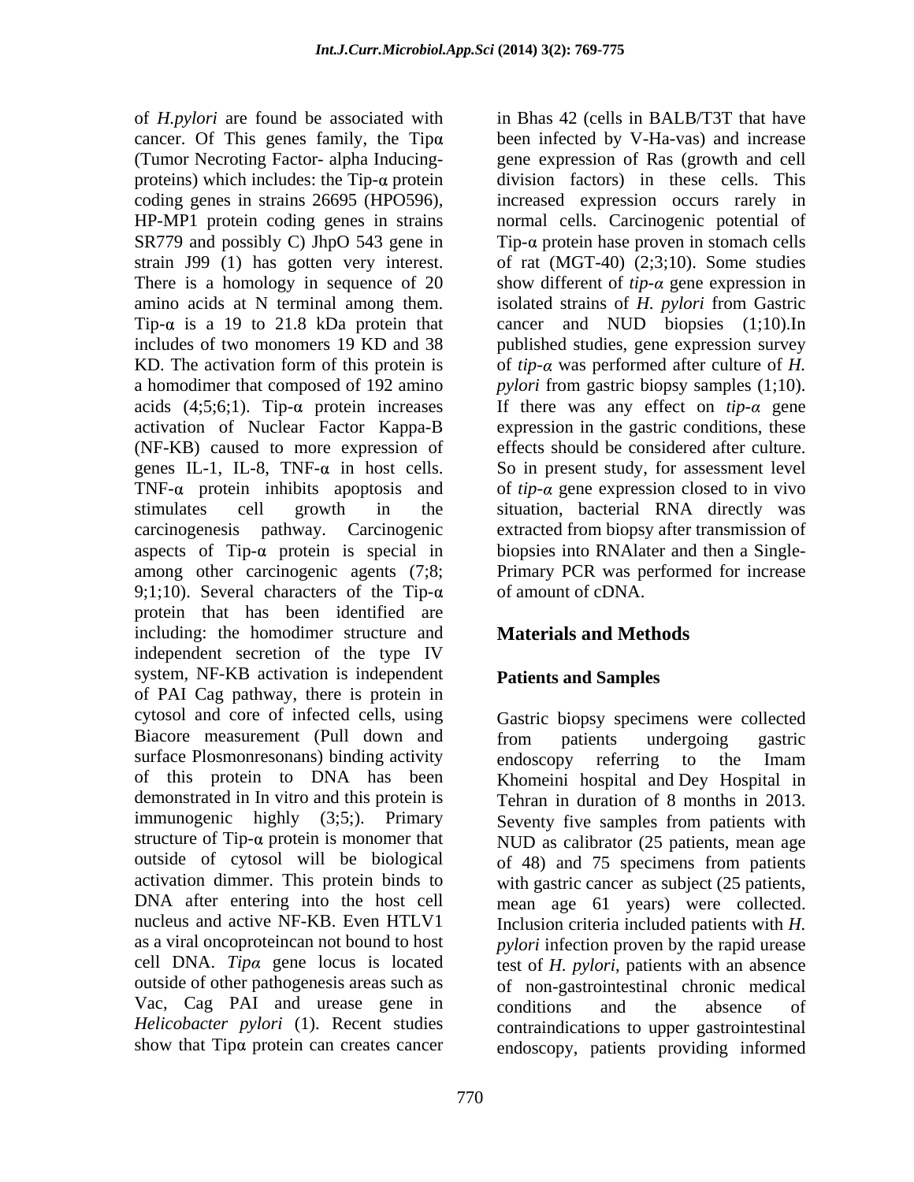of *H.pylori* are found be associated with cancer. Of This genes family, the Tipα (Tumor Necroting Factor- alpha Inducing-proteins) which includes: the Tip-α protein coding genes in strains 26695 (HPO596), HP-MP1 protein coding genes in strains SR779 and possibly C) JhpO 543 gene in strain J99 (1) has gotten very interest. There is a homology in sequence of 20 amino acids at N terminal among them. Tip-α is a 19 to 21.8 kDa protein that includes of two monomers 19 KD and 38 KD. The activation form of this protein is a homodimer that composed of 192 amino acids (4;5;6;1). Tip-α protein increases activation of Nuclear Factor Kappa-B (NF-KB) caused to more expression of genes IL-1, IL-8, TNF-α in host cells. TNF-α protein inhibits apoptosis and stimulates cell growth in the carcinogenesis pathway. Carcinogenic aspects of Tip-α protein is special in among other carcinogenic agents (7;8; 9;1;10). Several characters of the Tip-α protein that has been identified are including: the homodimer structure and independent secretion of the type IV system, NF-KB activation is independent of PAI Cag pathway, there is protein in cytosol and core of infected cells, using Biacore measurement (Pull down and surface Plosmonresonans) binding activity of this protein to DNA has been demonstrated in In vitro and this protein is immunogenic highly (3;5;). Primary structure of Tip-α protein is monomer that outside of cytosol will be biological activation dimmer. This protein binds to DNA after entering into the host cell nucleus and active NF-KB. Even HTLV1 as a viral oncoproteincan not bound to host cell DNA. *Tipα* gene locus is located outside of other pathogenesis areas such as Vac, Cag PAI and urease gene in *Helicobacter pylori* (1). Recent studies show that Tipα protein can creates cancer in Bhas 42 (cells in BALB/T3T that have been infected by V-Ha-vas) and increase gene expression of Ras (growth and cell division factors) in these cells. This increased expression occurs rarely in normal cells. Carcinogenic potential of Tip-α protein hase proven in stomach cells of rat (MGT-40) (2;3;10). Some studies show different of *tip-α* gene expression in isolated strains of *H. pylori* from Gastric cancer and NUD biopsies (1;10).In published studies, gene expression survey of *tip-α* was performed after culture of *H. pylori* from gastric biopsy samples (1;10). If there was any effect on *tip-α* gene expression in the gastric conditions, these effects should be considered after culture. So in present study, for assessment level of *tip-α* gene expression closed to in vivo situation, bacterial RNA directly was extracted from biopsy after transmission of biopsies into RNAlater and then a Single-Primary PCR was performed for increase of amount of cDNA.

## Materials and Methods

### Patients and Samples

Gastric biopsy specimens were collected from patients undergoing gastric endoscopy referring to the Imam Khomeini hospital and Dey Hospital in Tehran in duration of 8 months in 2013. Seventy five samples from patients with NUD as calibrator (25 patients, mean age of 48) and 75 specimens from patients with gastric cancer as subject (25 patients, mean age 61 years) were collected. Inclusion criteria included patients with *H. pylori* infection proven by the rapid urease test of *H. pylori*, patients with an absence of non-gastrointestinal chronic medical conditions and the absence of contraindications to upper gastrointestinal endoscopy, patients providing informed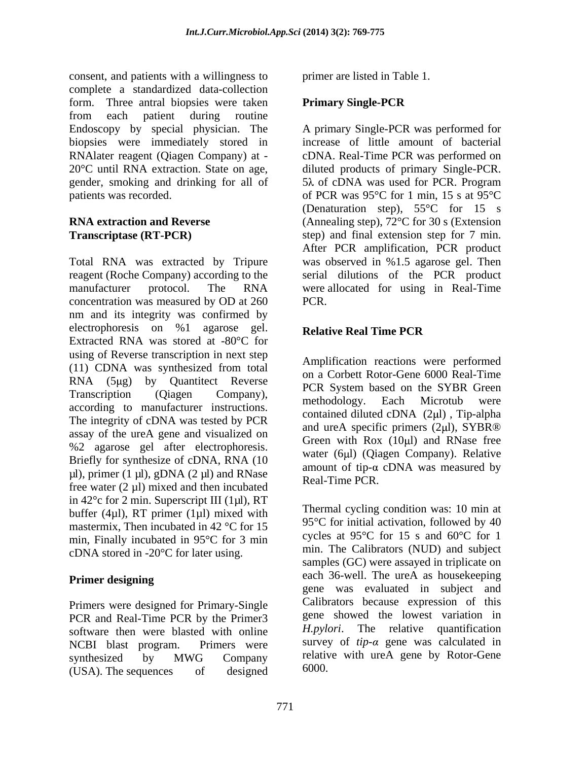consent, and patients with a willingness to complete a standardized data-collection form. Three antral biopsies were taken from each patient during routine Endoscopy by special physician. The biopsies were immediately stored in RNAlater reagent (Qiagen Company) at -20°C until RNA extraction. State on age, gender, smoking and drinking for all of patients was recorded.

## RNA extraction and Reverse Transcriptase (RT-PCR)

Total RNA was extracted by Tripure reagent (Roche Company) according to the manufacturer protocol. The RNA concentration was measured by OD at 260 nm and its integrity was confirmed by electrophoresis on %1 agarose gel. Extracted RNA was stored at -80°C for using of Reverse transcription in next step (11) CDNA was synthesized from total RNA (5μg) by Quantitect Reverse Transcription (Qiagen Company), according to manufacturer instructions. The integrity of cDNA was tested by PCR assay of the ureA gene and visualized on %2 agarose gel after electrophoresis. Briefly for synthesize of cDNA, RNA (10 µl), primer (1 µl), gDNA (2 µl) and RNase free water (2 µl) mixed and then incubated in 42°c for 2 min. Superscript III (1µl), RT buffer (4µl), RT primer (1µl) mixed with mastermix, Then incubated in 42 °C for 15 min, Finally incubated in 95°C for 3 min cDNA stored in -20°C for later using.

## Primer designing

Primers were designed for Primary-Single PCR and Real-Time PCR by the Primer3 software then were blasted with online NCBI blast program. Primers were synthesized by MWG Company (USA). The sequences of designed primer are listed in Table 1.

## Primary Single-PCR

A primary Single-PCR was performed for increase of little amount of bacterial cDNA. Real-Time PCR was performed on diluted products of primary Single-PCR. 5λ of cDNA was used for PCR. Program of PCR was 95°C for 1 min, 15 s at 95°C (Denaturation step), 55°C for 15 s (Annealing step), 72°C for 30 s (Extension step) and final extension step for 7 min. After PCR amplification, PCR product was observed in %1.5 agarose gel. Then serial dilutions of the PCR product were allocated for using in Real-Time PCR.

## Relative Real Time PCR

Amplification reactions were performed on a Corbett Rotor-Gene 6000 Real-Time PCR System based on the SYBR Green methodology. Each Microtub were contained diluted cDNA (2μl) , Tip-alpha and ureA specific primers (2μl), SYBR® Green with Rox (10μl) and RNase free water (6μl) (Qiagen Company). Relative amount of tip-α cDNA was measured by Real-Time PCR.

Thermal cycling condition was: 10 min at 95°C for initial activation, followed by 40 cycles at 95°C for 15 s and 60°C for 1 min. The Calibrators (NUD) and subject samples (GC) were assayed in triplicate on each 36-well. The ureA as housekeeping gene was evaluated in subject and Calibrators because expression of this gene showed the lowest variation in *H.pylori*. The relative quantification survey of *tip-α* gene was calculated in relative with ureA gene by Rotor-Gene 6000.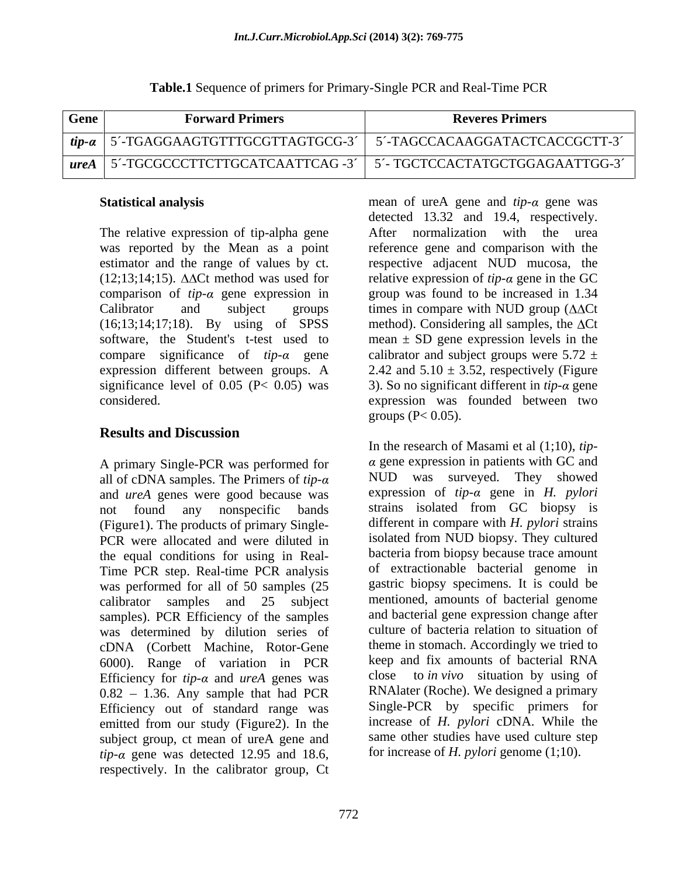**Table.1** Sequence of primers for Primary-Single PCR and Real-Time PCR

| Gene | Forward Primers | Reveres Primers |
|---|---|---|
| ***tip-α*** | 5´-TGAGGAAGTGTTTGCGTTAGTGCG-3´ | 5´-TAGCCACAAGGATACTCACCGCTT-3´ |
| ***ureA*** | 5´-TGCGCCCTTCTTGCATCAATTCAG -3´ | 5´- TGCTCCACTATGCTGGAGAATTGG-3´ |

### Statistical analysis

The relative expression of tip-alpha gene was reported by the Mean as a point estimator and the range of values by ct. (12;13;14;15). $\Delta\Delta$Ct method was used for comparison of *tip-α* gene expression in Calibrator and subject groups (16;13;14;17;18). By using of SPSS software, the Student's t-test used to compare significance of *tip-α* gene expression different between groups. A significance level of 0.05 ($P< 0.05$) was considered.

## Results and Discussion

A primary Single-PCR was performed for all of cDNA samples. The Primers of *tip-α* and *ureA* genes were good because was not found any nonspecific bands (Figure1). The products of primary Single-PCR were allocated and were diluted in the equal conditions for using in Real-Time PCR step. Real-time PCR analysis was performed for all of 50 samples (25 calibrator samples and 25 subject samples). PCR Efficiency of the samples was determined by dilution series of cDNA (Corbett Machine, Rotor-Gene 6000). Range of variation in PCR Efficiency for *tip-α* and *ureA* genes was 0.82 – 1.36. Any sample that had PCR Efficiency out of standard range was emitted from our study (Figure2). In the subject group, ct mean of ureA gene and *tip-α* gene was detected 12.95 and 18.6, respectively. In the calibrator group, Ct mean of ureA gene and *tip-α* gene was detected 13.32 and 19.4, respectively. After normalization with the urea reference gene and comparison with the respective adjacent NUD mucosa, the relative expression of *tip-α* gene in the GC group was found to be increased in 1.34 times in compare with NUD group ($\Delta\Delta$Ct method). Considering all samples, the $\Delta$Ct mean $\pm$ SD gene expression levels in the calibrator and subject groups were $5.72 \pm 2.42$ and $5.10 \pm 3.52$, respectively (Figure 3). So no significant different in *tip-α* gene expression was founded between two groups ($P< 0.05$).

In the research of Masami et al (1;10), *tip-α* gene expression in patients with GC and NUD was surveyed. They showed expression of *tip-α* gene in *H. pylori* strains isolated from GC biopsy is different in compare with *H. pylori* strains isolated from NUD biopsy. They cultured bacteria from biopsy because trace amount of extractionable bacterial genome in gastric biopsy specimens. It is could be mentioned, amounts of bacterial genome and bacterial gene expression change after culture of bacteria relation to situation of theme in stomach. Accordingly we tried to keep and fix amounts of bacterial RNA close to *in vivo* situation by using of RNAlater (Roche). We designed a primary Single-PCR by specific primers for increase of *H. pylori* cDNA. While the same other studies have used culture step for increase of *H. pylori* genome (1;10).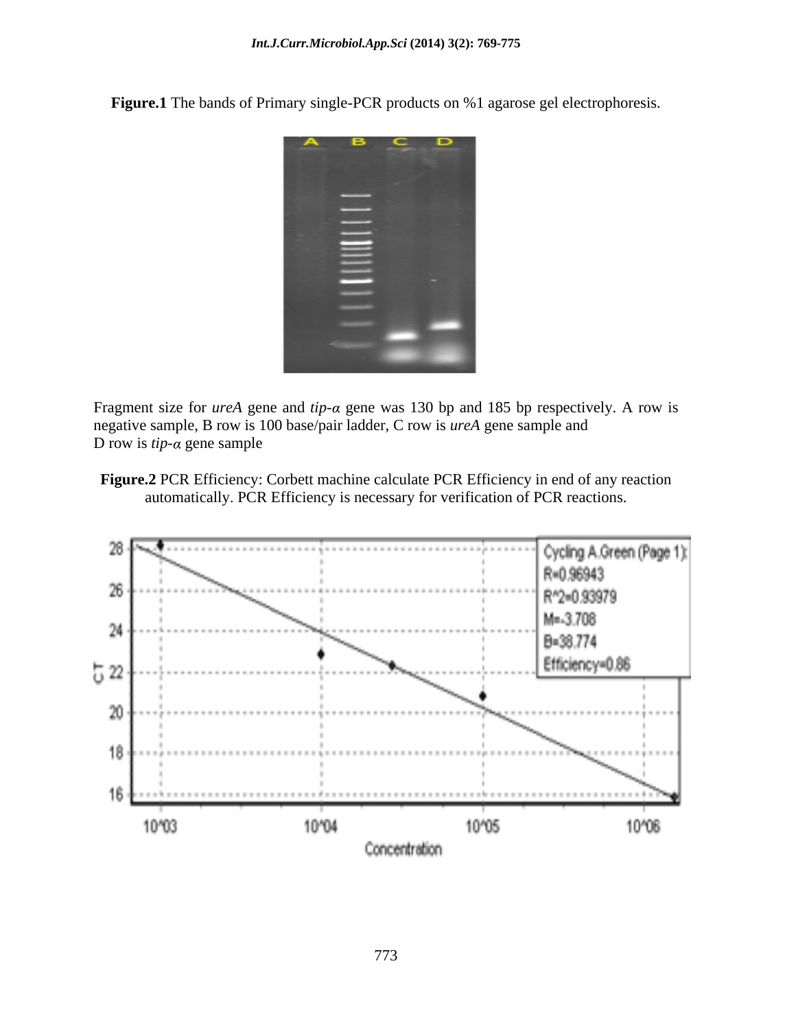**Figure.1** The bands of Primary single-PCR products on %1 agarose gel electrophoresis.

Fragment size for *ureA* gene and *tip-α* gene was 130 bp and 185 bp respectively. A row is negative sample, B row is 100 base/pair ladder, C row is *ureA* gene sample and D row is *tip-α* gene sample

**Figure.2** PCR Efficiency: Corbett machine calculate PCR Efficiency in end of any reaction automatically. PCR Efficiency is necessary for verification of PCR reactions.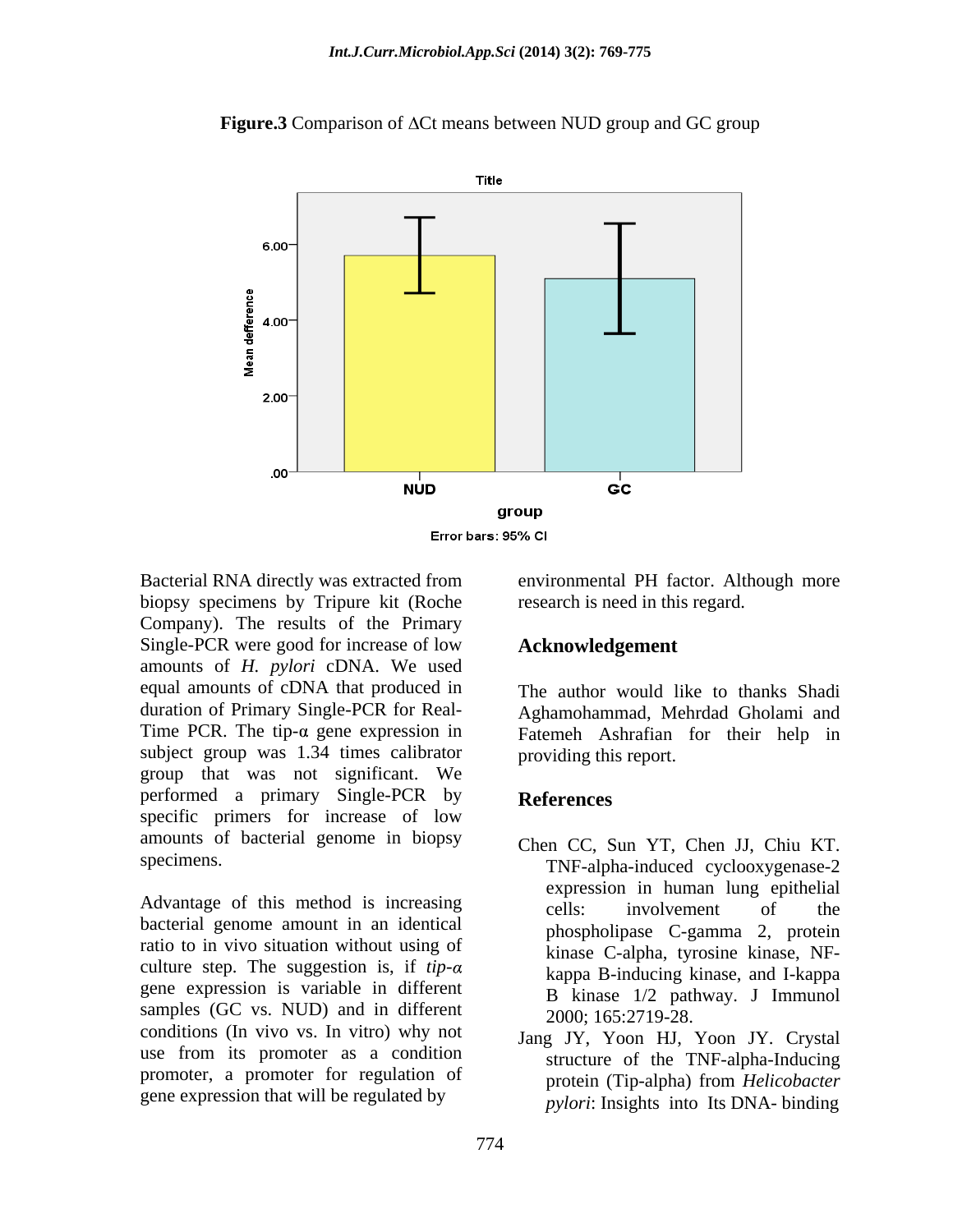**Figure.3** Comparison of ΔCt means between NUD group and GC group

Bacterial RNA directly was extracted from biopsy specimens by Tripure kit (Roche Company). The results of the Primary Single-PCR were good for increase of low amounts of *H. pylori* cDNA. We used equal amounts of cDNA that produced in duration of Primary Single-PCR for Real-Time PCR. The tip-α gene expression in subject group was 1.34 times calibrator group that was not significant. We performed a primary Single-PCR by specific primers for increase of low amounts of bacterial genome in biopsy specimens.

Advantage of this method is increasing bacterial genome amount in an identical ratio to in vivo situation without using of culture step. The suggestion is, if *tip-α* gene expression is variable in different samples (GC vs. NUD) and in different conditions (In vivo vs. In vitro) why not use from its promoter as a condition promoter, a promoter for regulation of gene expression that will be regulated by environmental PH factor. Although more research is need in this regard.

## Acknowledgement

The author would like to thanks Shadi Aghamohammad, Mehrdad Gholami and Fatemeh Ashrafian for their help in providing this report.

## References

Chen CC, Sun YT, Chen JJ, Chiu KT. TNF-alpha-induced cyclooxygenase-2 expression in human lung epithelial cells: involvement of the phospholipase C-gamma 2, protein kinase C-alpha, tyrosine kinase, NF-kappa B-inducing kinase, and I-kappa B kinase 1/2 pathway. J Immunol 2000; 165:2719-28.

Jang JY, Yoon HJ, Yoon JY. Crystal structure of the TNF-alpha-Inducing protein (Tip-alpha) from *Helicobacter pylori*: Insights into Its DNA- binding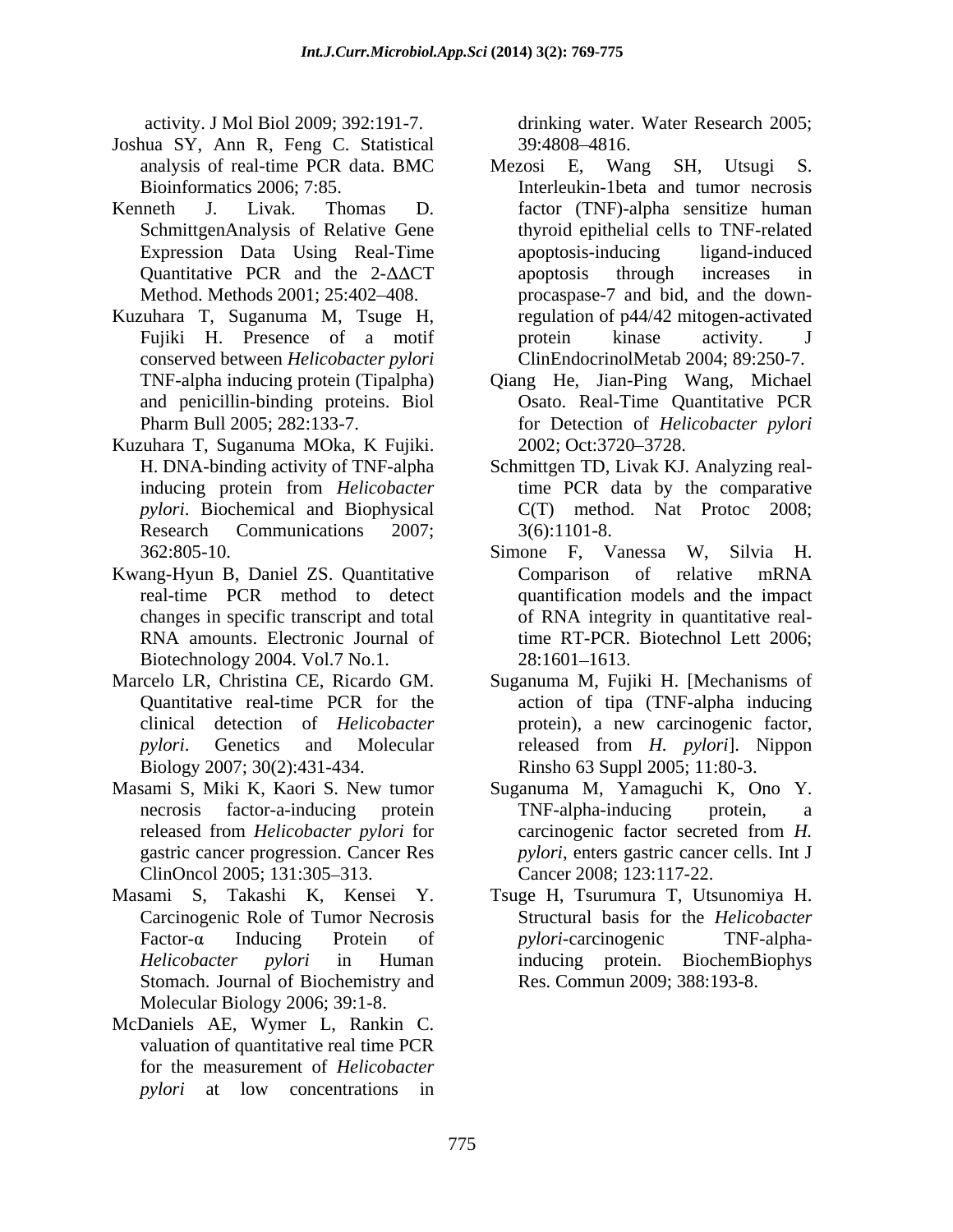activity. J Mol Biol 2009; 392:191-7.

Joshua SY, Ann R, Feng C. Statistical analysis of real-time PCR data. BMC Bioinformatics 2006; 7:85.

Kenneth J. Livak. Thomas D. SchmittgenAnalysis of Relative Gene Expression Data Using Real-Time Quantitative PCR and the 2-ΔΔCT Method. Methods 2001; 25:402–408.

Kuzuhara T, Suganuma M, Tsuge H, Fujiki H. Presence of a motif conserved between *Helicobacter pylori* TNF-alpha inducing protein (Tipalpha) and penicillin-binding proteins. Biol Pharm Bull 2005; 282:133-7.

Kuzuhara T, Suganuma MOka, K Fujiki. H. DNA-binding activity of TNF-alpha inducing protein from *Helicobacter pylori*. Biochemical and Biophysical Research Communications 2007; 362:805-10.

Kwang-Hyun B, Daniel ZS. Quantitative real-time PCR method to detect changes in specific transcript and total RNA amounts. Electronic Journal of Biotechnology 2004. Vol.7 No.1.

Marcelo LR, Christina CE, Ricardo GM. Quantitative real-time PCR for the clinical detection of *Helicobacter pylori*. Genetics and Molecular Biology 2007; 30(2):431-434.

Masami S, Miki K, Kaori S. New tumor necrosis factor-a-inducing protein released from *Helicobacter pylori* for gastric cancer progression. Cancer Res ClinOncol 2005; 131:305–313.

Masami S, Takashi K, Kensei Y. Carcinogenic Role of Tumor Necrosis Factor-α Inducing Protein of *Helicobacter pylori* in Human Stomach. Journal of Biochemistry and Molecular Biology 2006; 39:1-8.

McDaniels AE, Wymer L, Rankin C. valuation of quantitative real time PCR for the measurement of *Helicobacter pylori* at low concentrations in drinking water. Water Research 2005; 39:4808–4816.

Mezosi E, Wang SH, Utsugi S. Interleukin-1beta and tumor necrosis factor (TNF)-alpha sensitize human thyroid epithelial cells to TNF-related apoptosis-inducing ligand-induced apoptosis through increases in procaspase-7 and bid, and the down-regulation of p44/42 mitogen-activated protein kinase activity. J ClinEndocrinolMetab 2004; 89:250-7.

Qiang He, Jian-Ping Wang, Michael Osato. Real-Time Quantitative PCR for Detection of *Helicobacter pylori* 2002; Oct:3720–3728.

Schmittgen TD, Livak KJ. Analyzing real-time PCR data by the comparative C(T) method. Nat Protoc 2008; 3(6):1101-8.

Simone F, Vanessa W, Silvia H. Comparison of relative mRNA quantification models and the impact of RNA integrity in quantitative real-time RT-PCR. Biotechnol Lett 2006; 28:1601–1613.

Suganuma M, Fujiki H. [Mechanisms of action of tipa (TNF-alpha inducing protein), a new carcinogenic factor, released from *H. pylori*]. Nippon Rinsho 63 Suppl 2005; 11:80-3.

Suganuma M, Yamaguchi K, Ono Y. TNF-alpha-inducing protein, a carcinogenic factor secreted from *H. pylori*, enters gastric cancer cells. Int J Cancer 2008; 123:117-22.

Tsuge H, Tsurumura T, Utsunomiya H. Structural basis for the *Helicobacter pylori*-carcinogenic TNF-alpha-inducing protein. BiochemBiophys Res. Commun 2009; 388:193-8.